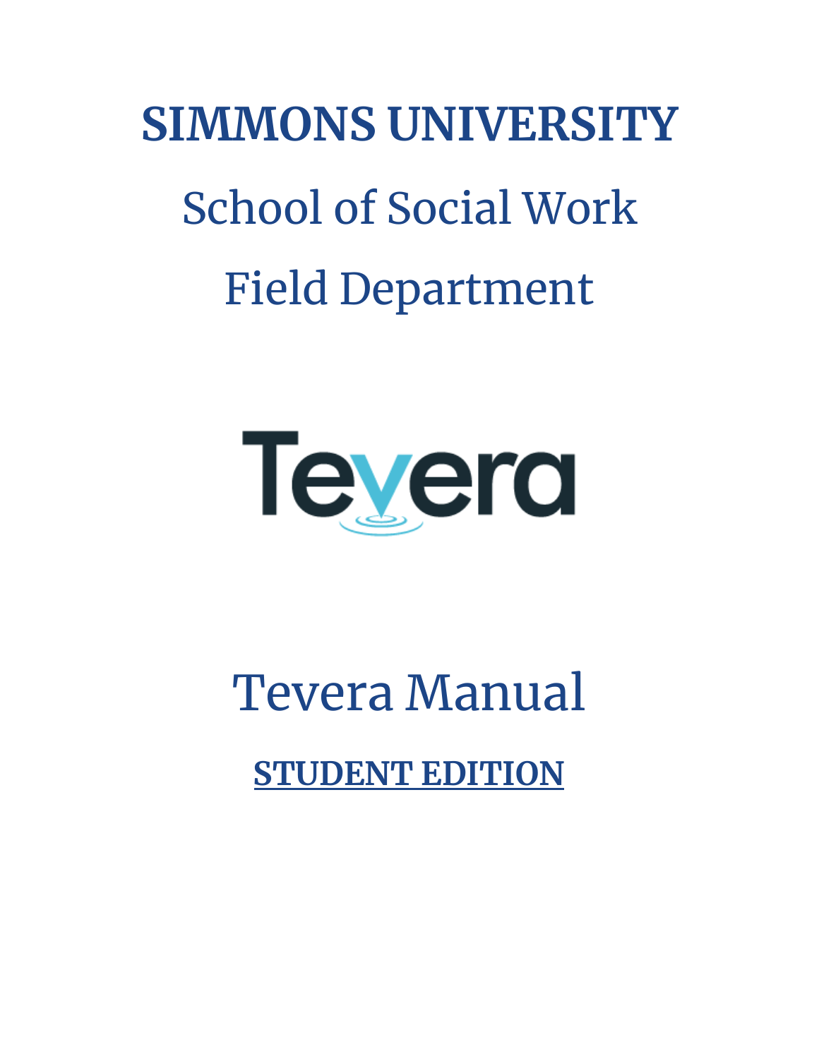# SIMMONS UNIVERSITY

## School of Social Work

## Field Department

Tevera

# Tevera Manual

**STUDENT EDITION**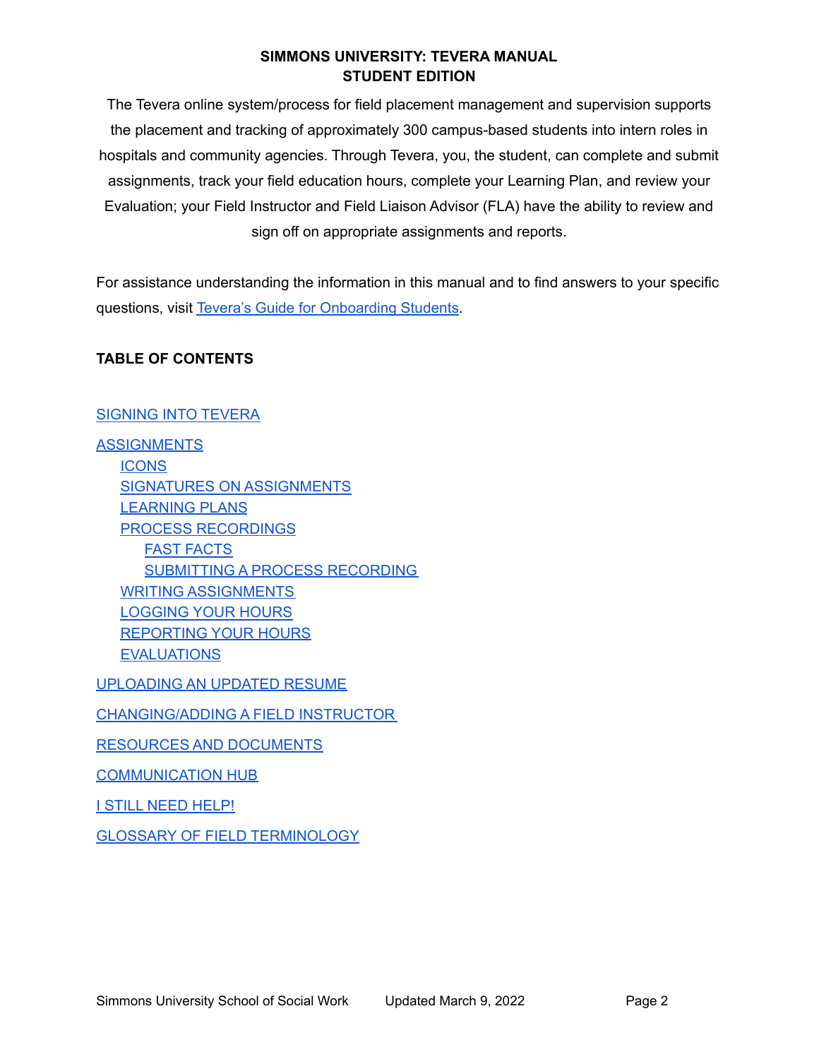# SIMMONS UNIVERSITY: TEVERA MANUAL
## STUDENT EDITION

The Tevera online system/process for field placement management and supervision supports the placement and tracking of approximately 300 campus-based students into intern roles in hospitals and community agencies. Through Tevera, you, the student, can complete and submit assignments, track your field education hours, complete your Learning Plan, and review your Evaluation; your Field Instructor and Field Liaison Advisor (FLA) have the ability to review and sign off on appropriate assignments and reports.

For assistance understanding the information in this manual and to find answers to your specific questions, visit Tevera's Guide for Onboarding Students.

**TABLE OF CONTENTS**

- SIGNING INTO TEVERA
- ASSIGNMENTS
  - ICONS
  - SIGNATURES ON ASSIGNMENTS
  - LEARNING PLANS
  - PROCESS RECORDINGS
    - FAST FACTS
    - SUBMITTING A PROCESS RECORDING
  - WRITING ASSIGNMENTS
  - LOGGING YOUR HOURS
  - REPORTING YOUR HOURS
  - EVALUATIONS
- UPLOADING AN UPDATED RESUME
- CHANGING/ADDING A FIELD INSTRUCTOR
- RESOURCES AND DOCUMENTS
- COMMUNICATION HUB
- I STILL NEED HELP!
- GLOSSARY OF FIELD TERMINOLOGY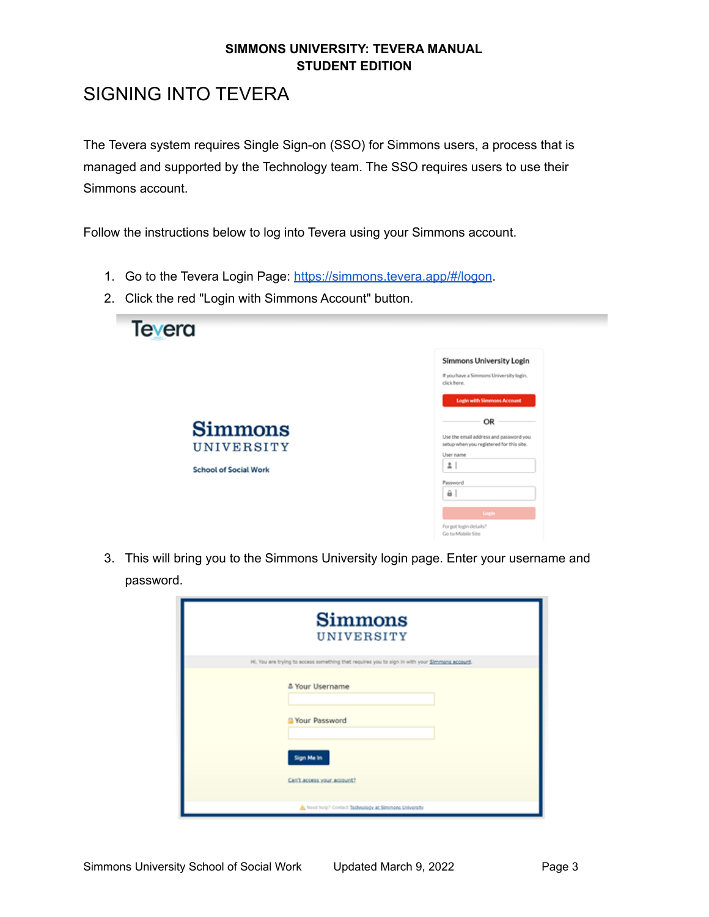# SIGNING INTO TEVERA

The Tevera system requires Single Sign-on (SSO) for Simmons users, a process that is managed and supported by the Technology team. The SSO requires users to use their Simmons account.

Follow the instructions below to log into Tevera using your Simmons account.

1. Go to the Tevera Login Page: https://simmons.tevera.app/#/logon.
2. Click the red "Login with Simmons Account" button.
3. This will bring you to the Simmons University login page. Enter your username and password.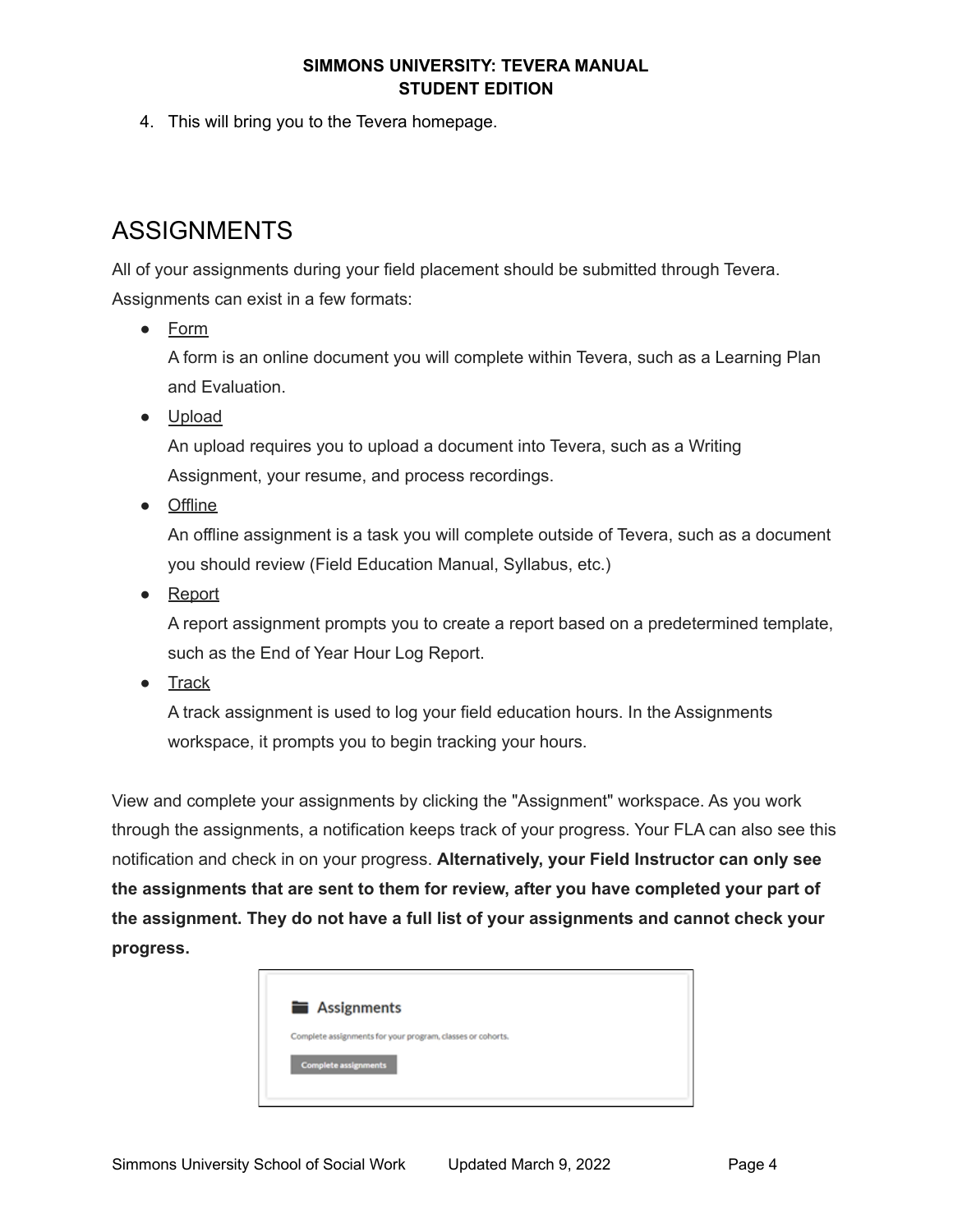4. This will bring you to the Tevera homepage.

## ASSIGNMENTS

All of your assignments during your field placement should be submitted through Tevera. Assignments can exist in a few formats:

- Form
  A form is an online document you will complete within Tevera, such as a Learning Plan and Evaluation.
- Upload
  An upload requires you to upload a document into Tevera, such as a Writing Assignment, your resume, and process recordings.
- Offline
  An offline assignment is a task you will complete outside of Tevera, such as a document you should review (Field Education Manual, Syllabus, etc.)
- Report
  A report assignment prompts you to create a report based on a predetermined template, such as the End of Year Hour Log Report.
- Track
  A track assignment is used to log your field education hours. In the Assignments workspace, it prompts you to begin tracking your hours.

View and complete your assignments by clicking the "Assignment" workspace. As you work through the assignments, a notification keeps track of your progress. Your FLA can also see this notification and check in on your progress. **Alternatively, your Field Instructor can only see the assignments that are sent to them for review, after you have completed your part of the assignment. They do not have a full list of your assignments and cannot check your progress.**

**Assignments**

Complete assignments for your program, classes or cohorts.

Complete assignments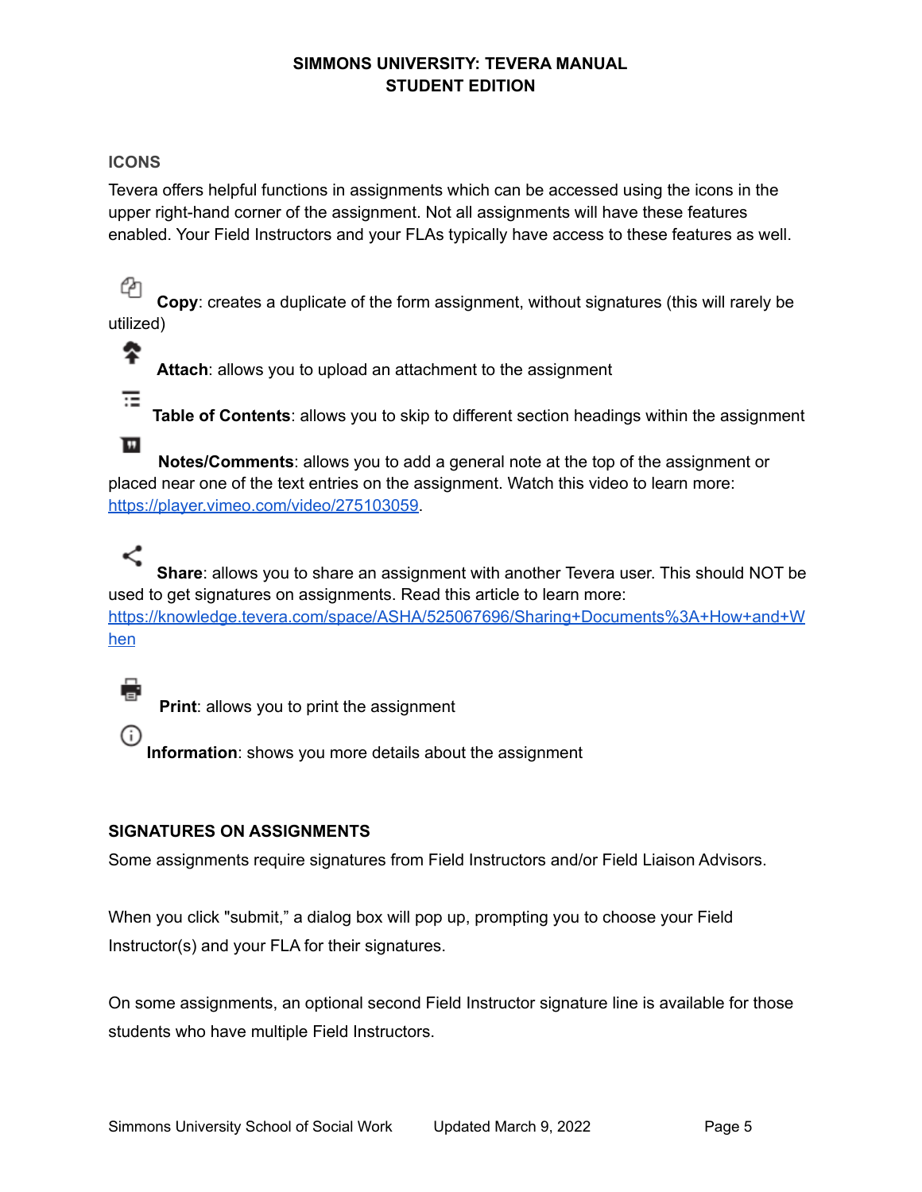## ICONS

Tevera offers helpful functions in assignments which can be accessed using the icons in the upper right-hand corner of the assignment. Not all assignments will have these features enabled. Your Field Instructors and your FLAs typically have access to these features as well.

**Copy**: creates a duplicate of the form assignment, without signatures (this will rarely be utilized)

**Attach**: allows you to upload an attachment to the assignment

**Table of Contents**: allows you to skip to different section headings within the assignment

**Notes/Comments**: allows you to add a general note at the top of the assignment or placed near one of the text entries on the assignment. Watch this video to learn more: https://player.vimeo.com/video/275103059.

**Share**: allows you to share an assignment with another Tevera user. This should NOT be used to get signatures on assignments. Read this article to learn more: https://knowledge.tevera.com/space/ASHA/525067696/Sharing+Documents%3A+How+and+When

**Print**: allows you to print the assignment

**Information**: shows you more details about the assignment

## SIGNATURES ON ASSIGNMENTS

Some assignments require signatures from Field Instructors and/or Field Liaison Advisors.

When you click "submit," a dialog box will pop up, prompting you to choose your Field Instructor(s) and your FLA for their signatures.

On some assignments, an optional second Field Instructor signature line is available for those students who have multiple Field Instructors.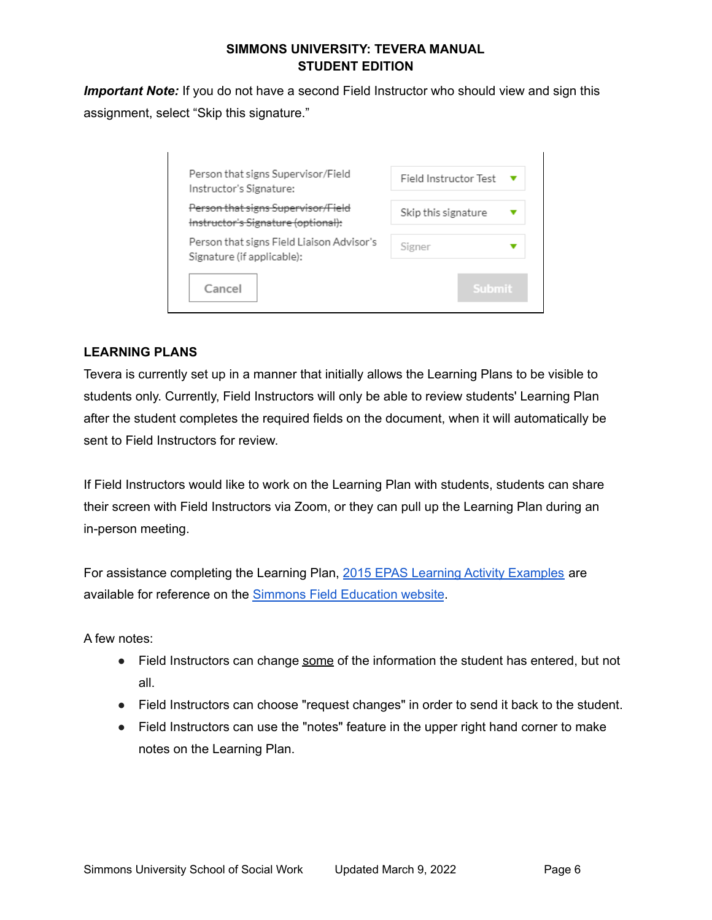***Important Note:*** If you do not have a second Field Instructor who should view and sign this assignment, select "Skip this signature."

| | |
|---|---|
| Person that signs Supervisor/Field Instructor's Signature: | Field Instructor Test |
| ~~Person that signs Supervisor/Field Instructor's Signature (optional):~~ | Skip this signature |
| Person that signs Field Liaison Advisor's Signature (if applicable): | Signer |
| Cancel | Submit |

## LEARNING PLANS

Tevera is currently set up in a manner that initially allows the Learning Plans to be visible to students only. Currently, Field Instructors will only be able to review students' Learning Plan after the student completes the required fields on the document, when it will automatically be sent to Field Instructors for review.

If Field Instructors would like to work on the Learning Plan with students, students can share their screen with Field Instructors via Zoom, or they can pull up the Learning Plan during an in-person meeting.

For assistance completing the Learning Plan, 2015 EPAS Learning Activity Examples are available for reference on the Simmons Field Education website.

A few notes:

- Field Instructors can change some of the information the student has entered, but not all.
- Field Instructors can choose "request changes" in order to send it back to the student.
- Field Instructors can use the "notes" feature in the upper right hand corner to make notes on the Learning Plan.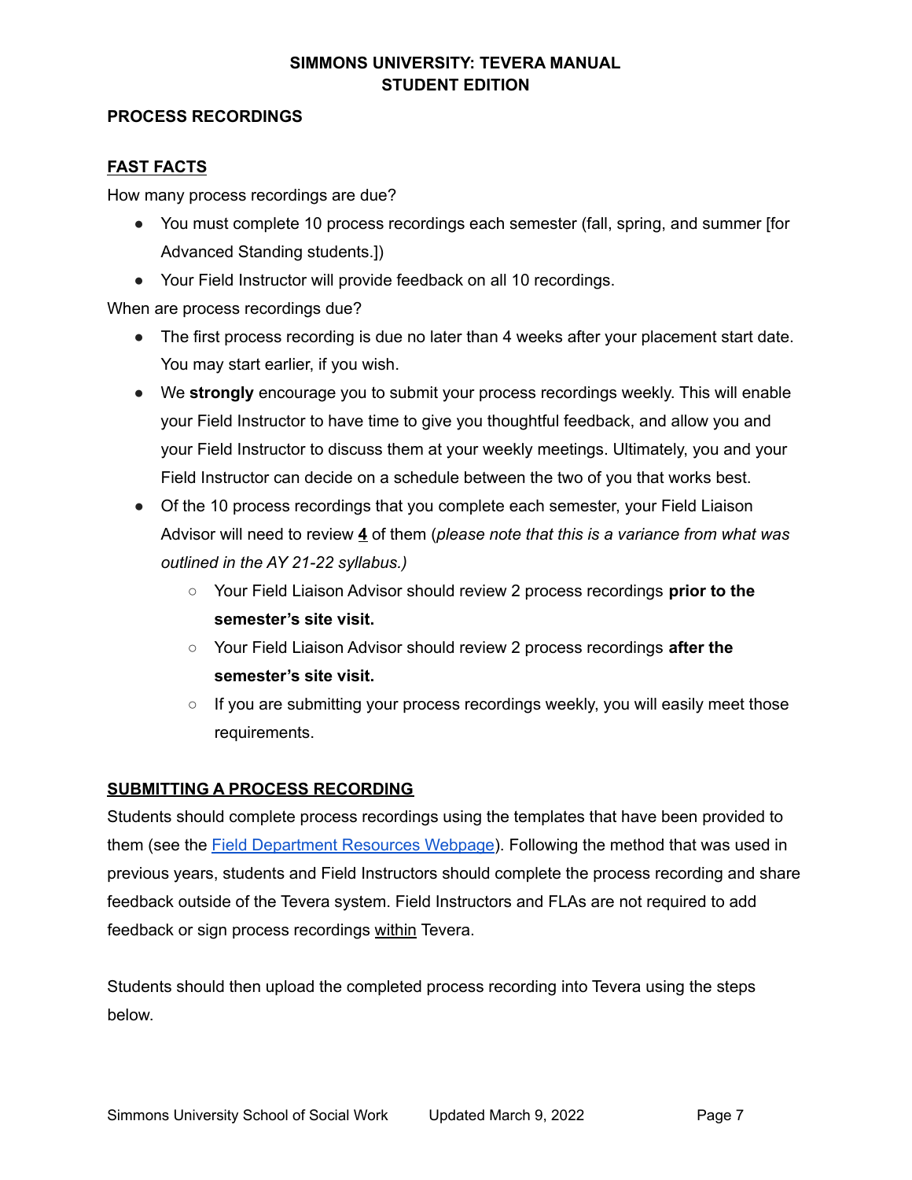## PROCESS RECORDINGS

### FAST FACTS

How many process recordings are due?

- You must complete 10 process recordings each semester (fall, spring, and summer [for Advanced Standing students.])
- Your Field Instructor will provide feedback on all 10 recordings.

When are process recordings due?

- The first process recording is due no later than 4 weeks after your placement start date. You may start earlier, if you wish.
- We **strongly** encourage you to submit your process recordings weekly. This will enable your Field Instructor to have time to give you thoughtful feedback, and allow you and your Field Instructor to discuss them at your weekly meetings. Ultimately, you and your Field Instructor can decide on a schedule between the two of you that works best.
- Of the 10 process recordings that you complete each semester, your Field Liaison Advisor will need to review **4** of them (*please note that this is a variance from what was outlined in the AY 21-22 syllabus.)*
    - Your Field Liaison Advisor should review 2 process recordings **prior to the semester's site visit.**
    - Your Field Liaison Advisor should review 2 process recordings **after the semester's site visit.**
    - If you are submitting your process recordings weekly, you will easily meet those requirements.

### SUBMITTING A PROCESS RECORDING

Students should complete process recordings using the templates that have been provided to them (see the Field Department Resources Webpage). Following the method that was used in previous years, students and Field Instructors should complete the process recording and share feedback outside of the Tevera system. Field Instructors and FLAs are not required to add feedback or sign process recordings within Tevera.

Students should then upload the completed process recording into Tevera using the steps below.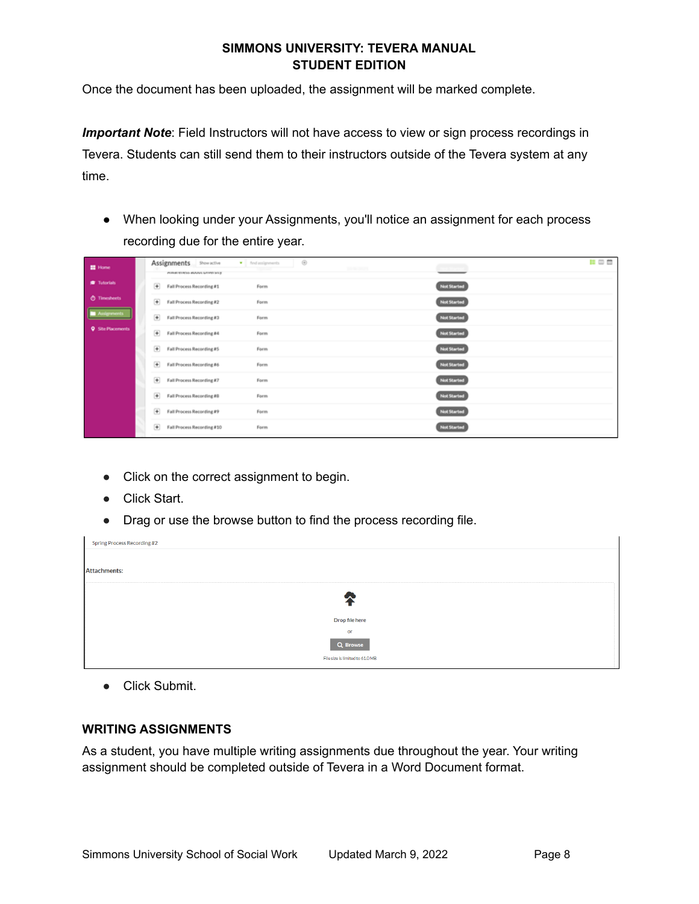Once the document has been uploaded, the assignment will be marked complete.

***Important Note***: Field Instructors will not have access to view or sign process recordings in Tevera. Students can still send them to their instructors outside of the Tevera system at any time.

- When looking under your Assignments, you'll notice an assignment for each process recording due for the entire year.

- Click on the correct assignment to begin.
- Click Start.
- Drag or use the browse button to find the process recording file.

- Click Submit.

## WRITING ASSIGNMENTS

As a student, you have multiple writing assignments due throughout the year. Your writing assignment should be completed outside of Tevera in a Word Document format.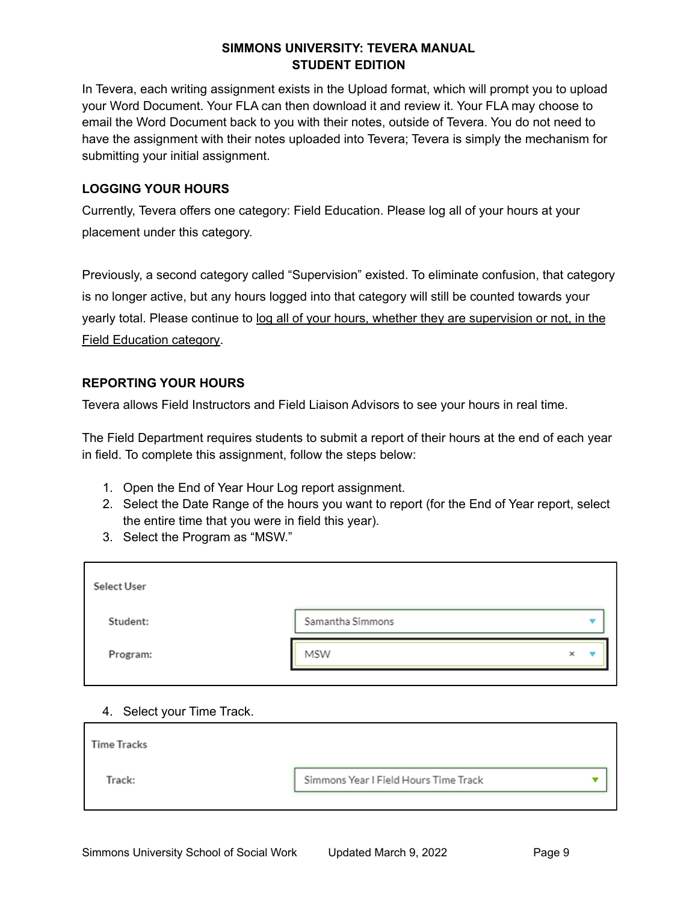In Tevera, each writing assignment exists in the Upload format, which will prompt you to upload your Word Document. Your FLA can then download it and review it. Your FLA may choose to email the Word Document back to you with their notes, outside of Tevera. You do not need to have the assignment with their notes uploaded into Tevera; Tevera is simply the mechanism for submitting your initial assignment.

### LOGGING YOUR HOURS

Currently, Tevera offers one category: Field Education. Please log all of your hours at your placement under this category.

Previously, a second category called "Supervision" existed. To eliminate confusion, that category is no longer active, but any hours logged into that category will still be counted towards your yearly total. Please continue to <u>log all of your hours, whether they are supervision or not, in the Field Education category</u>.

### REPORTING YOUR HOURS

Tevera allows Field Instructors and Field Liaison Advisors to see your hours in real time.

The Field Department requires students to submit a report of their hours at the end of each year in field. To complete this assignment, follow the steps below:

1. Open the End of Year Hour Log report assignment.
2. Select the Date Range of the hours you want to report (for the End of Year report, select the entire time that you were in field this year).
3. Select the Program as "MSW."

| Select User | |
|---|---|
| Student: | Samantha Simmons |
| Program: | MSW |

4. Select your Time Track.

| Time Tracks | |
|---|---|
| Track: | Simmons Year I Field Hours Time Track |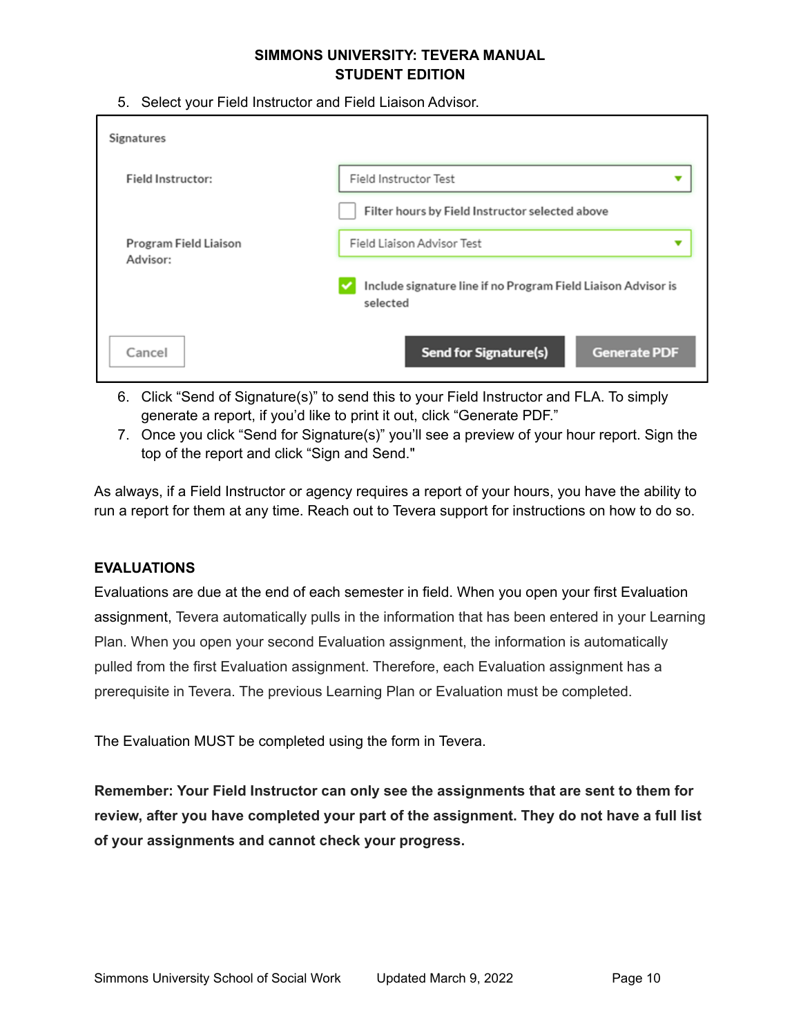5. Select your Field Instructor and Field Liaison Advisor.

Signatures

Field Instructor: Field Instructor Test

Filter hours by Field Instructor selected above

Program Field Liaison Advisor: Field Liaison Advisor Test

Include signature line if no Program Field Liaison Advisor is selected

Cancel | Send for Signature(s) | Generate PDF

6. Click "Send of Signature(s)" to send this to your Field Instructor and FLA. To simply generate a report, if you'd like to print it out, click "Generate PDF."
7. Once you click "Send for Signature(s)" you'll see a preview of your hour report. Sign the top of the report and click "Sign and Send."

As always, if a Field Instructor or agency requires a report of your hours, you have the ability to run a report for them at any time. Reach out to Tevera support for instructions on how to do so.

## EVALUATIONS

Evaluations are due at the end of each semester in field. When you open your first Evaluation assignment, Tevera automatically pulls in the information that has been entered in your Learning Plan. When you open your second Evaluation assignment, the information is automatically pulled from the first Evaluation assignment. Therefore, each Evaluation assignment has a prerequisite in Tevera. The previous Learning Plan or Evaluation must be completed.

The Evaluation MUST be completed using the form in Tevera.

**Remember: Your Field Instructor can only see the assignments that are sent to them for review, after you have completed your part of the assignment. They do not have a full list of your assignments and cannot check your progress.**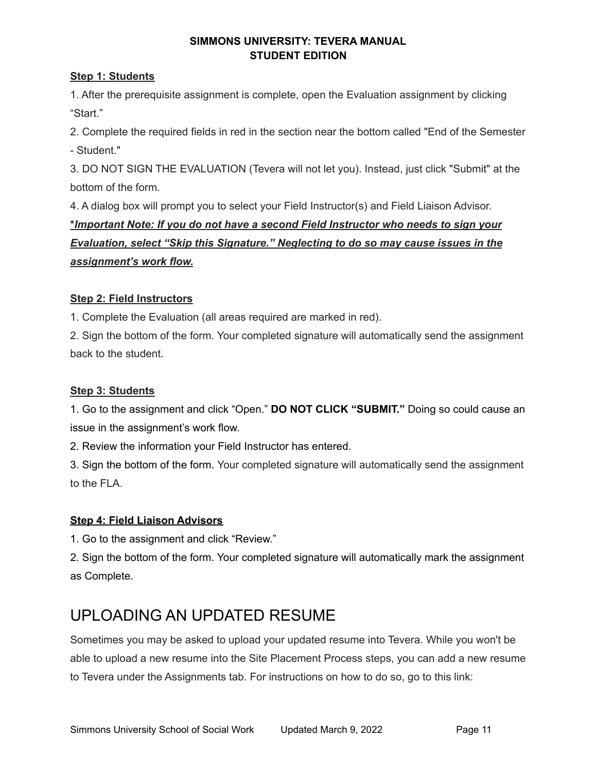**Step 1: Students**

1. After the prerequisite assignment is complete, open the Evaluation assignment by clicking "Start."
2. Complete the required fields in red in the section near the bottom called "End of the Semester - Student."
3. DO NOT SIGN THE EVALUATION (Tevera will not let you). Instead, just click "Submit" at the bottom of the form.
4. A dialog box will prompt you to select your Field Instructor(s) and Field Liaison Advisor.

***Important Note: If you do not have a second Field Instructor who needs to sign your Evaluation, select "Skip this Signature." Neglecting to do so may cause issues in the assignment's work flow.***

**Step 2: Field Instructors**

1. Complete the Evaluation (all areas required are marked in red).
2. Sign the bottom of the form. Your completed signature will automatically send the assignment back to the student.

**Step 3: Students**

1. Go to the assignment and click "Open." **DO NOT CLICK "SUBMIT."** Doing so could cause an issue in the assignment's work flow.
2. Review the information your Field Instructor has entered.
3. Sign the bottom of the form. Your completed signature will automatically send the assignment to the FLA.

**Step 4: Field Liaison Advisors**

1. Go to the assignment and click "Review."
2. Sign the bottom of the form. Your completed signature will automatically mark the assignment as Complete.

# UPLOADING AN UPDATED RESUME

Sometimes you may be asked to upload your updated resume into Tevera. While you won't be able to upload a new resume into the Site Placement Process steps, you can add a new resume to Tevera under the Assignments tab. For instructions on how to do so, go to this link: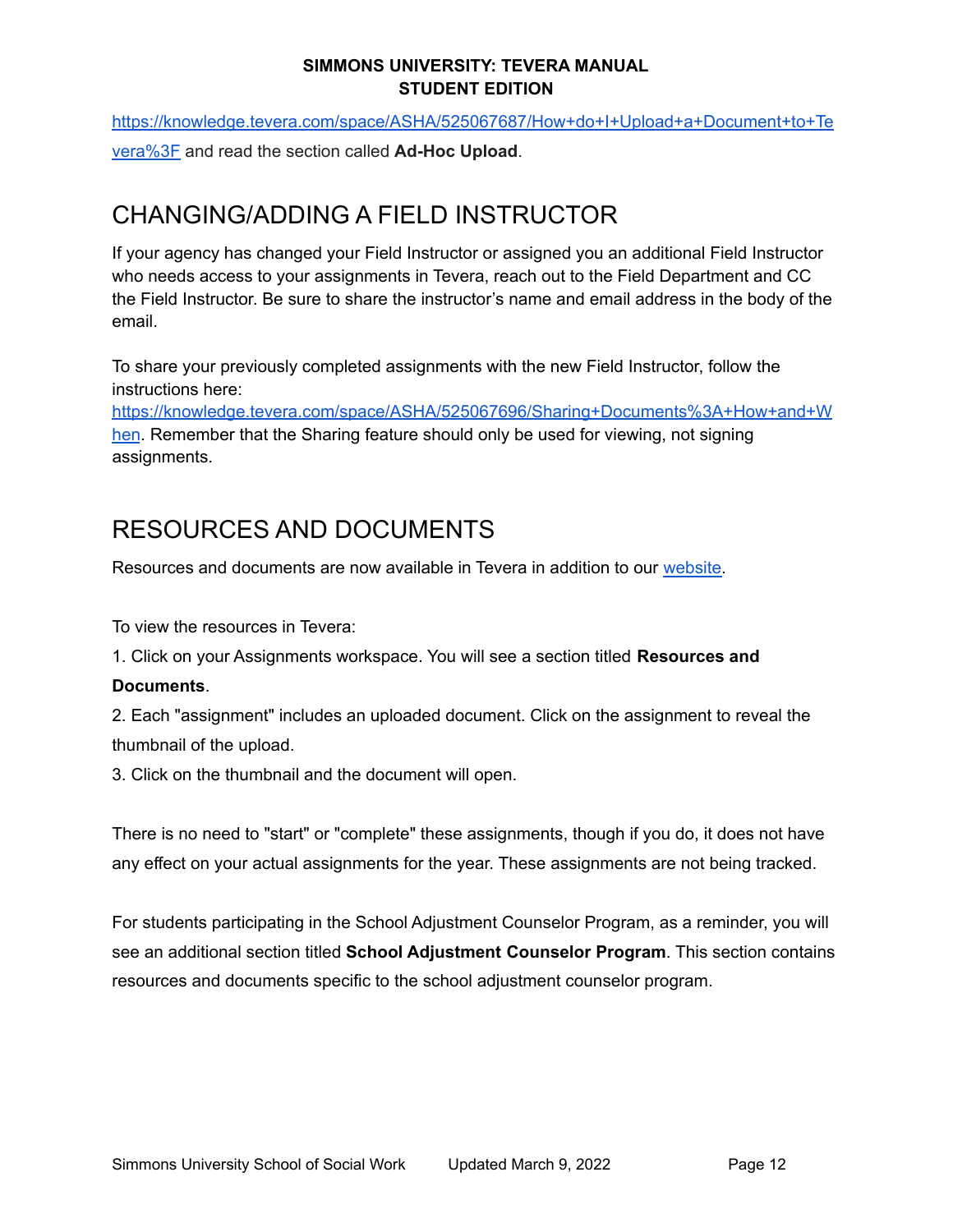[https://knowledge.tevera.com/space/ASHA/525067687/How+do+I+Upload+a+Document+to+Tevera%3F](https://knowledge.tevera.com/space/ASHA/525067687/How+do+I+Upload+a+Document+to+Tevera%3F) and read the section called **Ad-Hoc Upload**.

## CHANGING/ADDING A FIELD INSTRUCTOR

If your agency has changed your Field Instructor or assigned you an additional Field Instructor who needs access to your assignments in Tevera, reach out to the Field Department and CC the Field Instructor. Be sure to share the instructor's name and email address in the body of the email.

To share your previously completed assignments with the new Field Instructor, follow the instructions here: [https://knowledge.tevera.com/space/ASHA/525067696/Sharing+Documents%3A+How+and+When](https://knowledge.tevera.com/space/ASHA/525067696/Sharing+Documents%3A+How+and+When). Remember that the Sharing feature should only be used for viewing, not signing assignments.

## RESOURCES AND DOCUMENTS

Resources and documents are now available in Tevera in addition to our website.

To view the resources in Tevera:

1. Click on your Assignments workspace. You will see a section titled **Resources and Documents**.
2. Each "assignment" includes an uploaded document. Click on the assignment to reveal the thumbnail of the upload.
3. Click on the thumbnail and the document will open.

There is no need to "start" or "complete" these assignments, though if you do, it does not have any effect on your actual assignments for the year. These assignments are not being tracked.

For students participating in the School Adjustment Counselor Program, as a reminder, you will see an additional section titled **School Adjustment Counselor Program**. This section contains resources and documents specific to the school adjustment counselor program.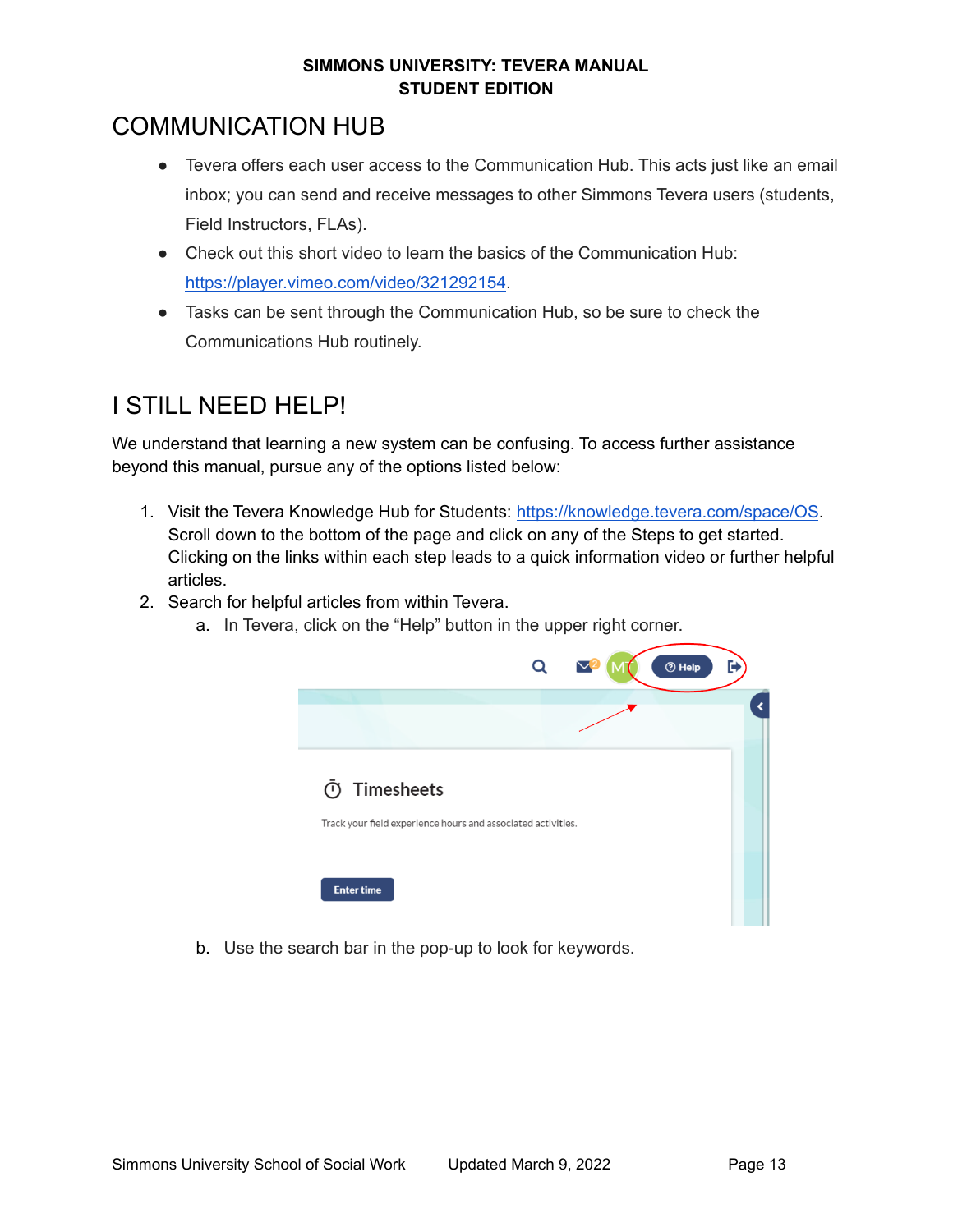# COMMUNICATION HUB

- Tevera offers each user access to the Communication Hub. This acts just like an email inbox; you can send and receive messages to other Simmons Tevera users (students, Field Instructors, FLAs).
- Check out this short video to learn the basics of the Communication Hub: https://player.vimeo.com/video/321292154.
- Tasks can be sent through the Communication Hub, so be sure to check the Communications Hub routinely.

# I STILL NEED HELP!

We understand that learning a new system can be confusing. To access further assistance beyond this manual, pursue any of the options listed below:

1. Visit the Tevera Knowledge Hub for Students: https://knowledge.tevera.com/space/OS. Scroll down to the bottom of the page and click on any of the Steps to get started. Clicking on the links within each step leads to a quick information video or further helpful articles.
2. Search for helpful articles from within Tevera.
   a. In Tevera, click on the "Help" button in the upper right corner.
   b. Use the search bar in the pop-up to look for keywords.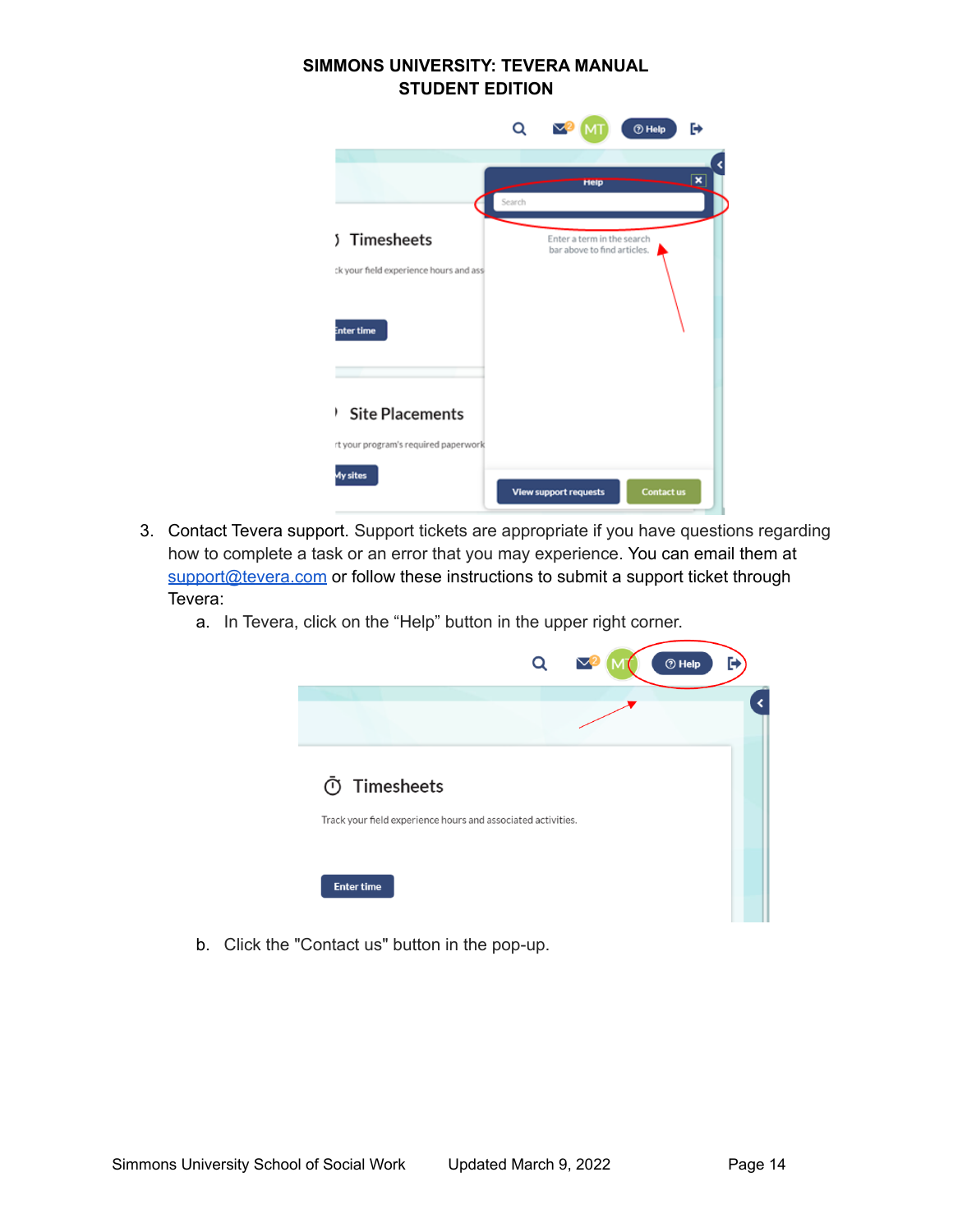3. Contact Tevera support. Support tickets are appropriate if you have questions regarding how to complete a task or an error that you may experience. You can email them at [support@tevera.com](mailto:support@tevera.com) or follow these instructions to submit a support ticket through Tevera:
   a. In Tevera, click on the “Help” button in the upper right corner.

   b. Click the "Contact us" button in the pop-up.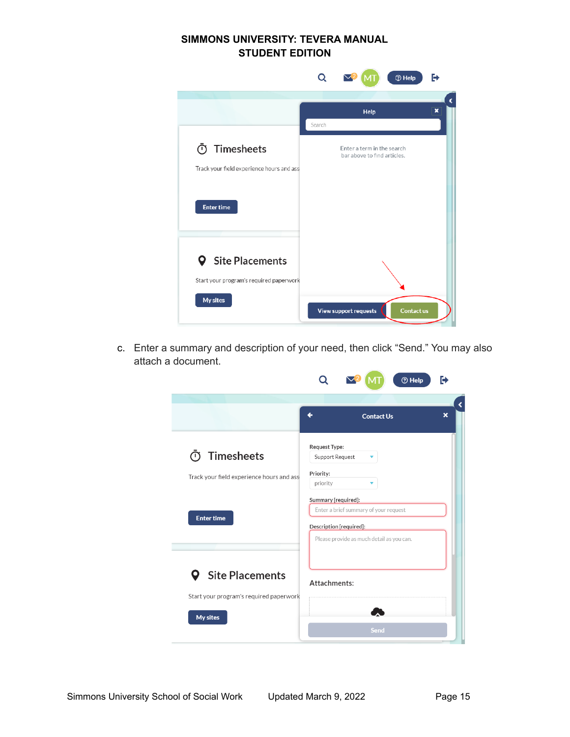c. Enter a summary and description of your need, then click “Send.” You may also attach a document.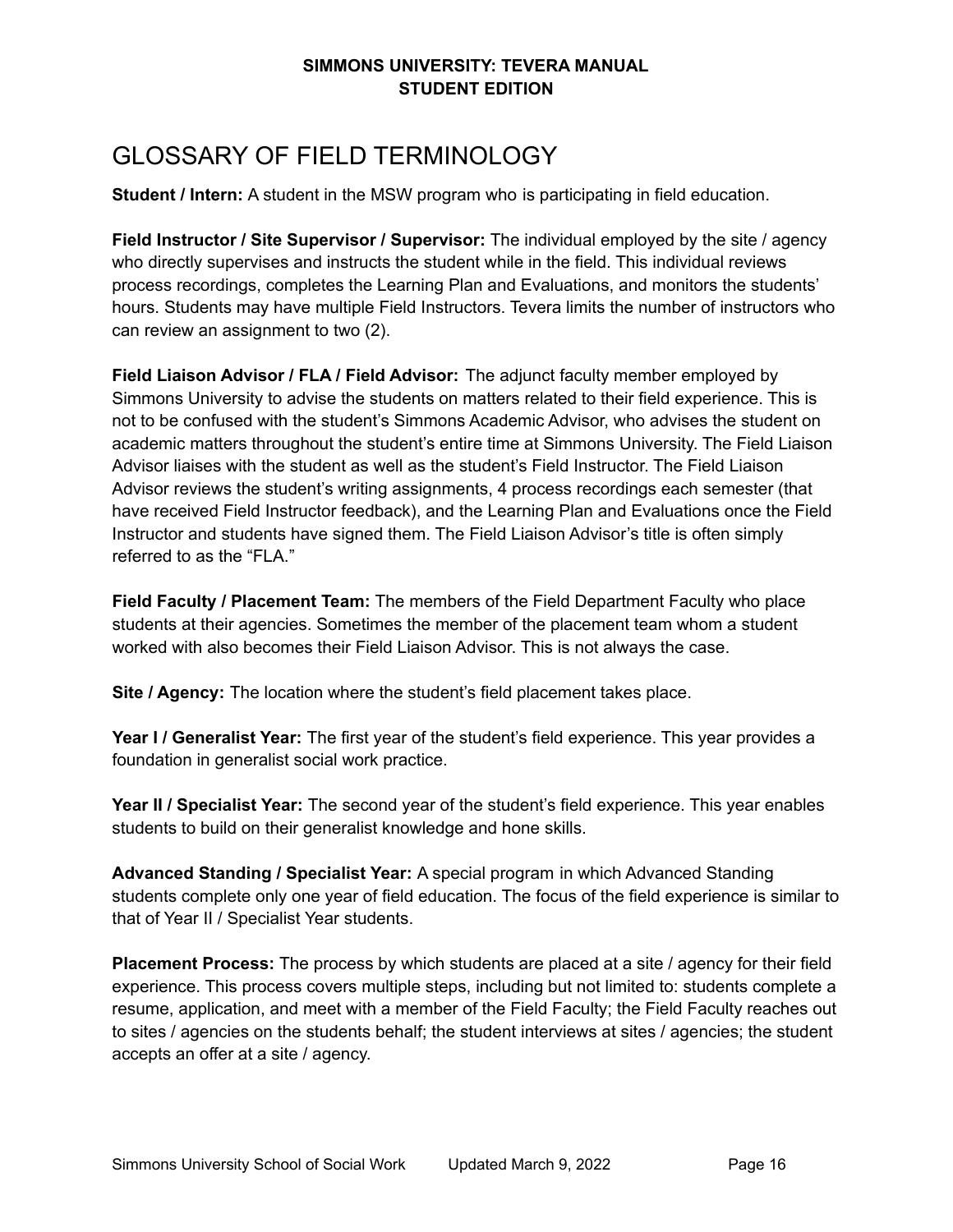# GLOSSARY OF FIELD TERMINOLOGY

**Student / Intern:** A student in the MSW program who is participating in field education.

**Field Instructor / Site Supervisor / Supervisor:** The individual employed by the site / agency who directly supervises and instructs the student while in the field. This individual reviews process recordings, completes the Learning Plan and Evaluations, and monitors the students' hours. Students may have multiple Field Instructors. Tevera limits the number of instructors who can review an assignment to two (2).

**Field Liaison Advisor / FLA / Field Advisor:** The adjunct faculty member employed by Simmons University to advise the students on matters related to their field experience. This is not to be confused with the student's Simmons Academic Advisor, who advises the student on academic matters throughout the student's entire time at Simmons University. The Field Liaison Advisor liaises with the student as well as the student's Field Instructor. The Field Liaison Advisor reviews the student's writing assignments, 4 process recordings each semester (that have received Field Instructor feedback), and the Learning Plan and Evaluations once the Field Instructor and students have signed them. The Field Liaison Advisor's title is often simply referred to as the "FLA."

**Field Faculty / Placement Team:** The members of the Field Department Faculty who place students at their agencies. Sometimes the member of the placement team whom a student worked with also becomes their Field Liaison Advisor. This is not always the case.

**Site / Agency:** The location where the student's field placement takes place.

**Year I / Generalist Year:** The first year of the student's field experience. This year provides a foundation in generalist social work practice.

**Year II / Specialist Year:** The second year of the student's field experience. This year enables students to build on their generalist knowledge and hone skills.

**Advanced Standing / Specialist Year:** A special program in which Advanced Standing students complete only one year of field education. The focus of the field experience is similar to that of Year II / Specialist Year students.

**Placement Process:** The process by which students are placed at a site / agency for their field experience. This process covers multiple steps, including but not limited to: students complete a resume, application, and meet with a member of the Field Faculty; the Field Faculty reaches out to sites / agencies on the students behalf; the student interviews at sites / agencies; the student accepts an offer at a site / agency.